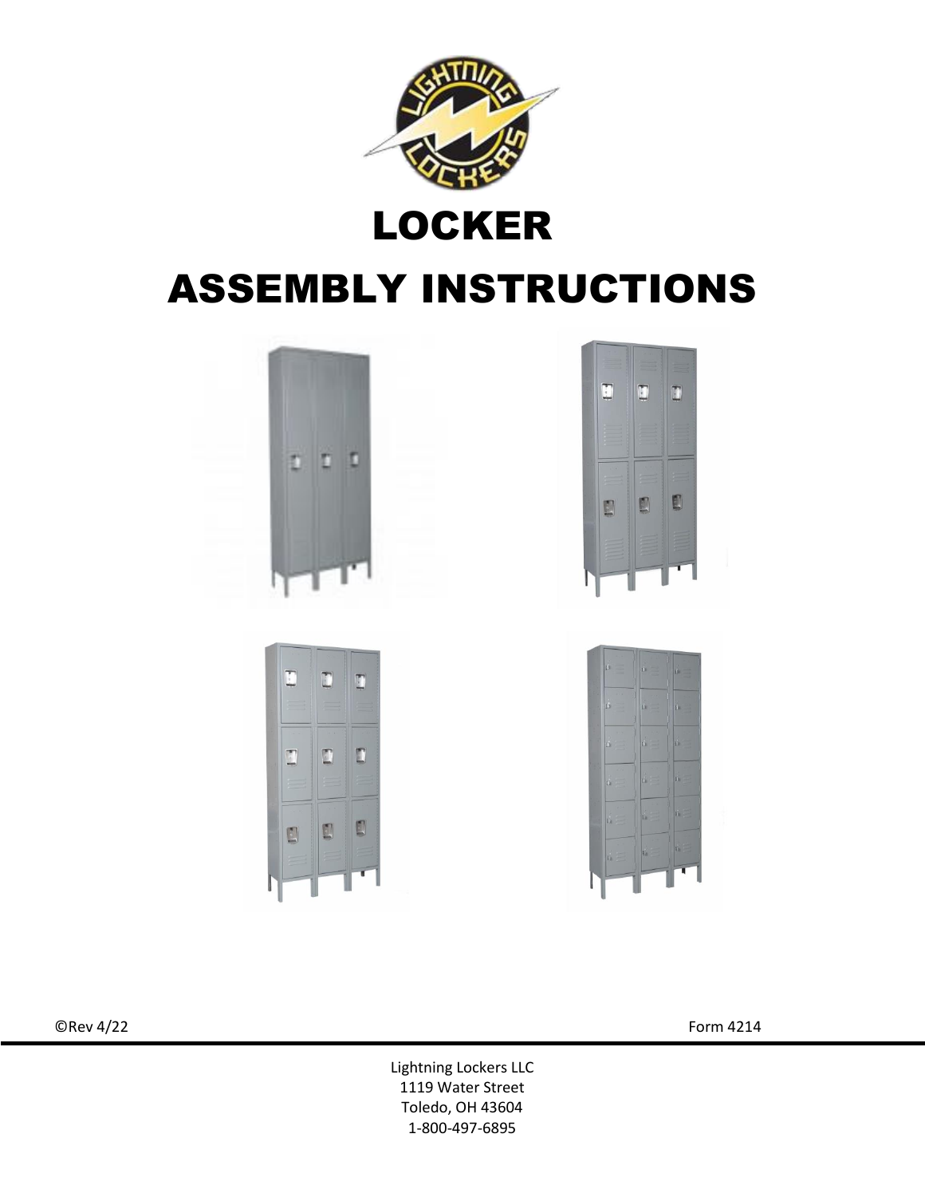# LOCKER

# ASSEMBLY INSTRUCTIONS

©Rev 4/22

Form 4214

Lightning Lockers LLC
1119 Water Street
Toledo, OH 43604
1-800-497-6895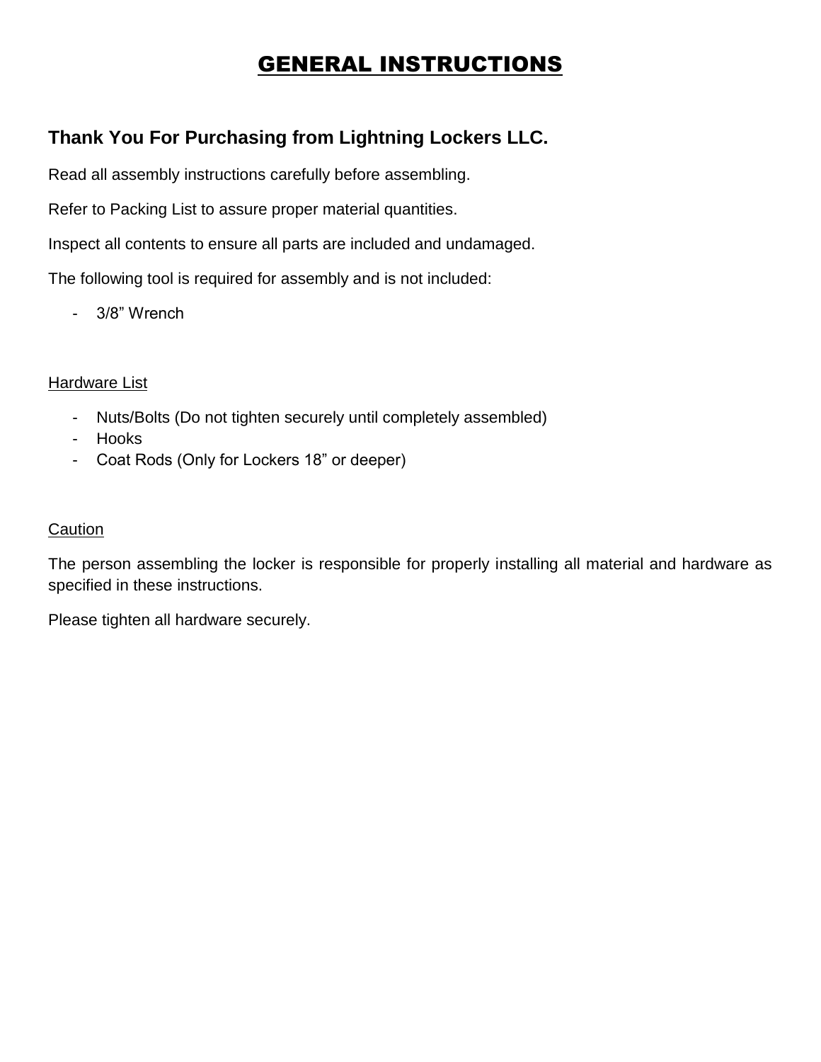# GENERAL INSTRUCTIONS

## Thank You For Purchasing from Lightning Lockers LLC.

Read all assembly instructions carefully before assembling.

Refer to Packing List to assure proper material quantities.

Inspect all contents to ensure all parts are included and undamaged.

The following tool is required for assembly and is not included:

- 3/8" Wrench

Hardware List

- Nuts/Bolts (Do not tighten securely until completely assembled)
- Hooks
- Coat Rods (Only for Lockers 18" or deeper)

Caution

The person assembling the locker is responsible for properly installing all material and hardware as specified in these instructions.

Please tighten all hardware securely.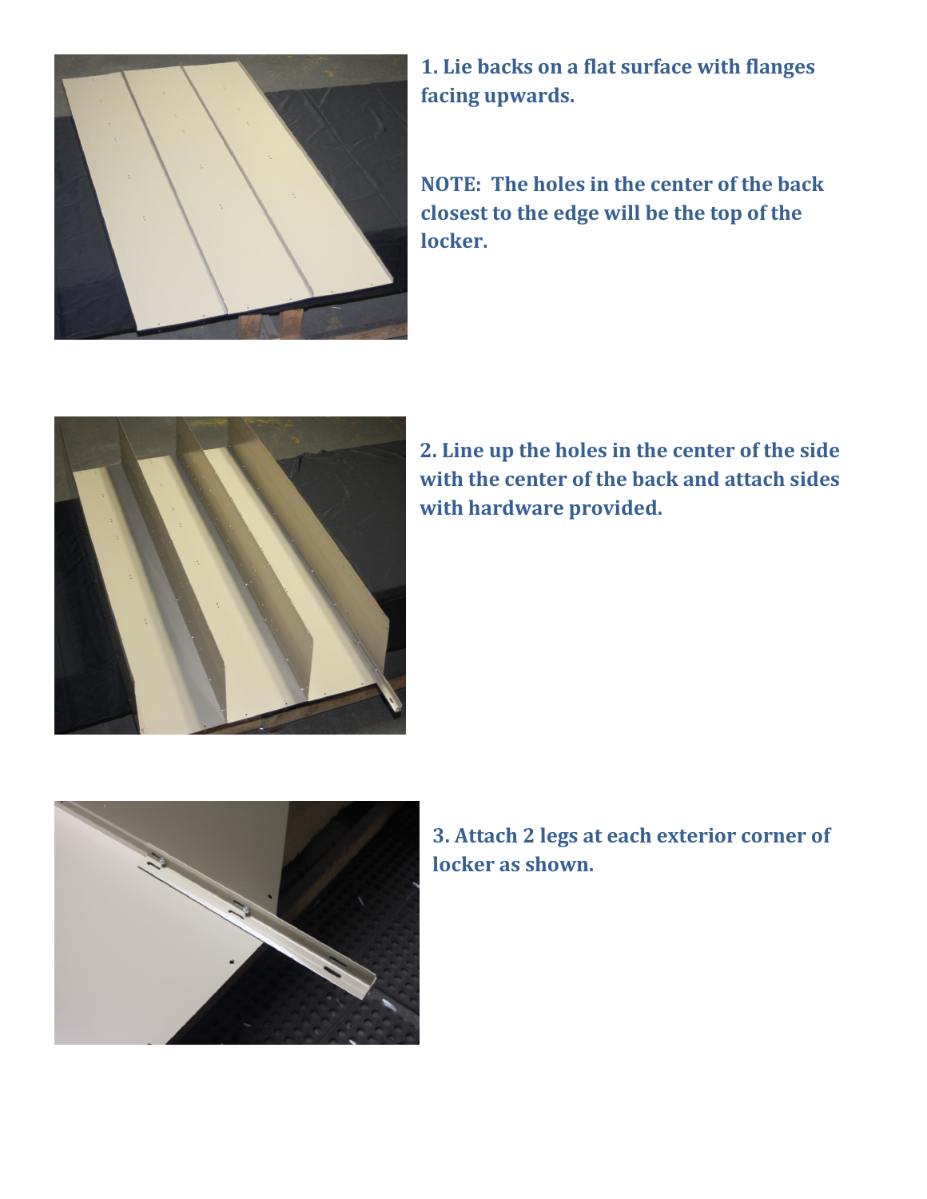**1. Lie backs on a flat surface with flanges facing upwards.**

**NOTE: The holes in the center of the back closest to the edge will be the top of the locker.**

**2. Line up the holes in the center of the side with the center of the back and attach sides with hardware provided.**

**3. Attach 2 legs at each exterior corner of locker as shown.**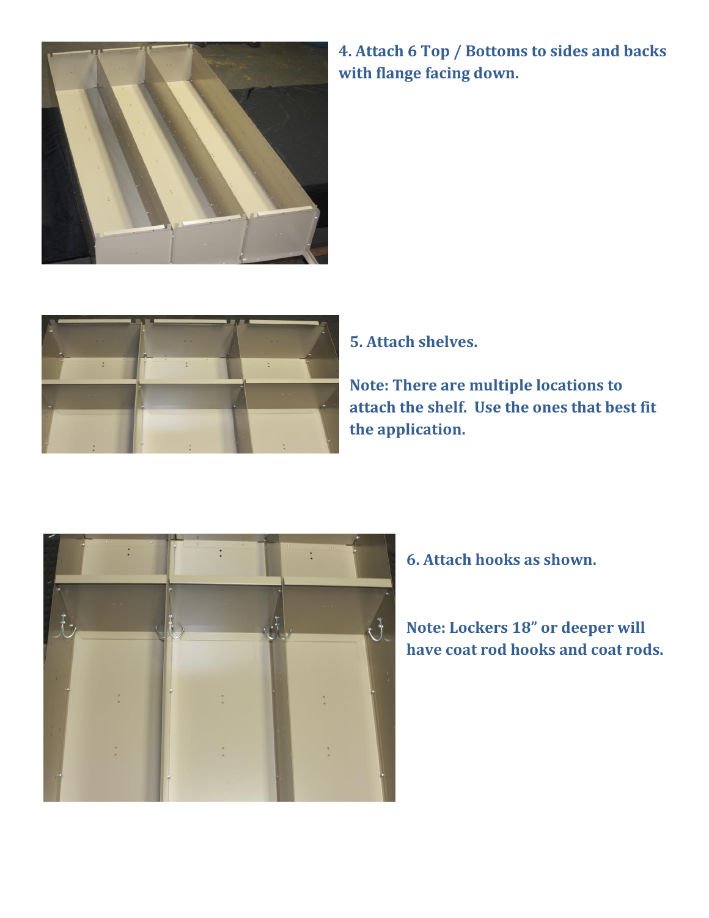**4. Attach 6 Top / Bottoms to sides and backs with flange facing down.**

**5. Attach shelves.**

**Note: There are multiple locations to attach the shelf. Use the ones that best fit the application.**

**6. Attach hooks as shown.**

**Note: Lockers 18" or deeper will have coat rod hooks and coat rods.**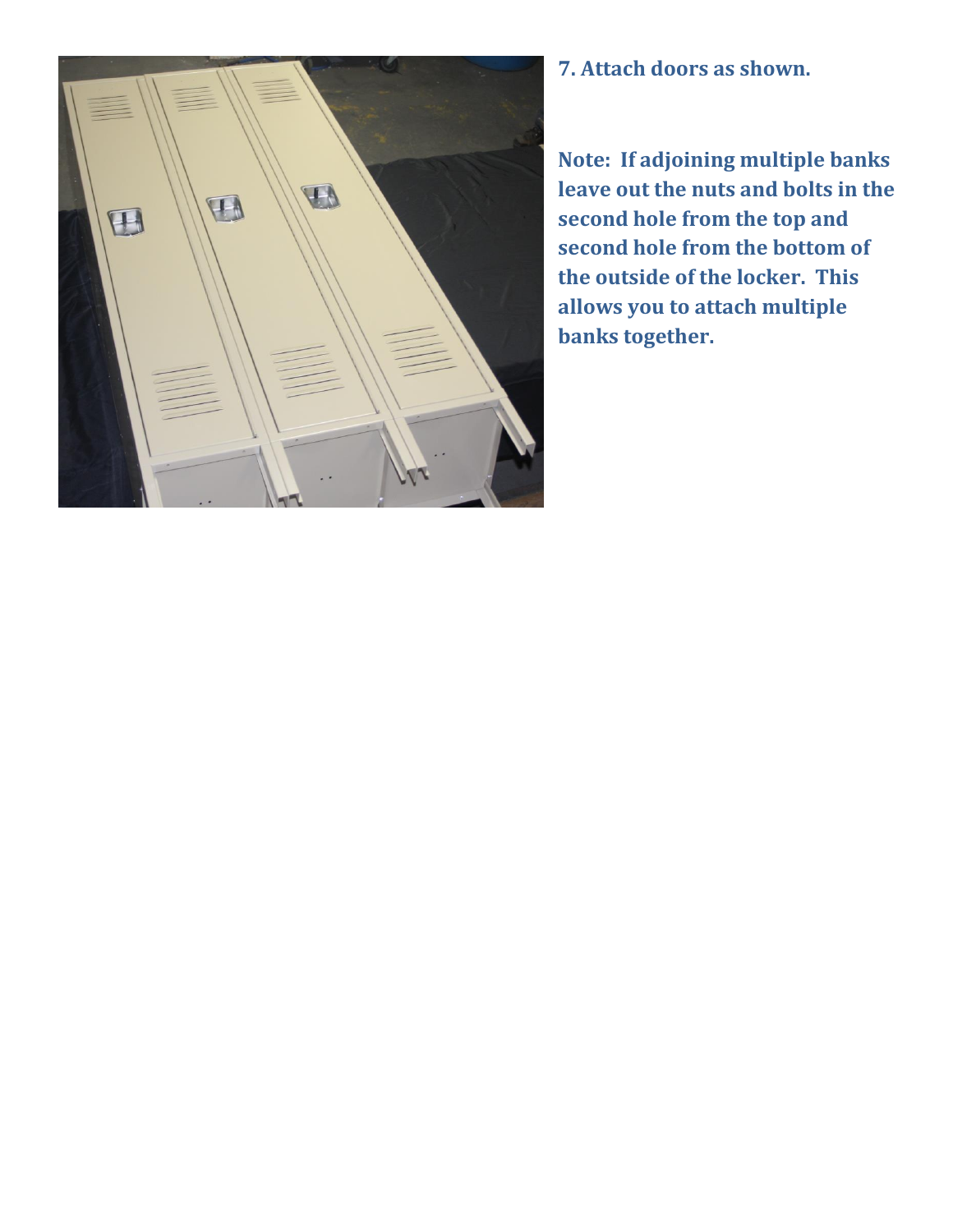**7. Attach doors as shown.**

**Note: If adjoining multiple banks leave out the nuts and bolts in the second hole from the top and second hole from the bottom of the outside of the locker. This allows you to attach multiple banks together.**